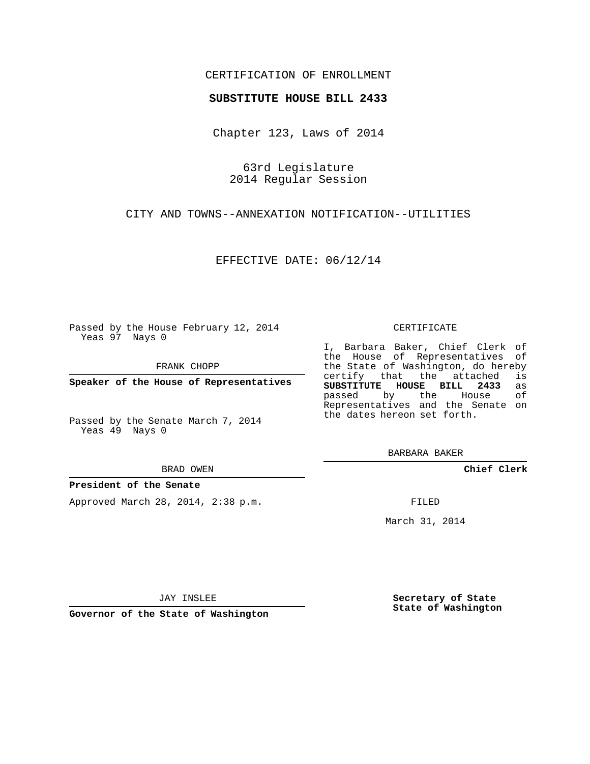CERTIFICATION OF ENROLLMENT

**SUBSTITUTE HOUSE BILL 2433**

Chapter 123, Laws of 2014

63rd Legislature
2014 Regular Session

CITY AND TOWNS--ANNEXATION NOTIFICATION--UTILITIES

EFFECTIVE DATE: 06/12/14

Passed by the House February 12, 2014
Yeas 97 Nays 0

FRANK CHOPP

**Speaker of the House of Representatives**

Passed by the Senate March 7, 2014
Yeas 49 Nays 0

BRAD OWEN

**President of the Senate**

Approved March 28, 2014, 2:38 p.m.

JAY INSLEE

**Governor of the State of Washington**

CERTIFICATE

I, Barbara Baker, Chief Clerk of the House of Representatives of the State of Washington, do hereby certify that the attached is **SUBSTITUTE HOUSE BILL 2433** as passed by the House of Representatives and the Senate on the dates hereon set forth.

BARBARA BAKER

**Chief Clerk**

FILED

March 31, 2014

**Secretary of State**
**State of Washington**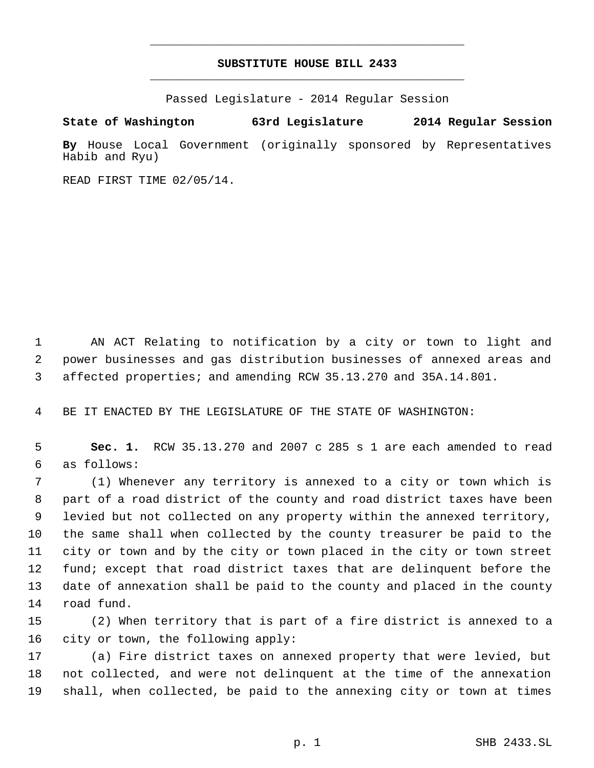# SUBSTITUTE HOUSE BILL 2433

Passed Legislature - 2014 Regular Session

**State of Washington 63rd Legislature 2014 Regular Session**

**By** House Local Government (originally sponsored by Representatives Habib and Ryu)

READ FIRST TIME 02/05/14.

AN ACT Relating to notification by a city or town to light and power businesses and gas distribution businesses of annexed areas and affected properties; and amending RCW 35.13.270 and 35A.14.801.

BE IT ENACTED BY THE LEGISLATURE OF THE STATE OF WASHINGTON:

**Sec. 1.** RCW 35.13.270 and 2007 c 285 s 1 are each amended to read as follows:

(1) Whenever any territory is annexed to a city or town which is part of a road district of the county and road district taxes have been levied but not collected on any property within the annexed territory, the same shall when collected by the county treasurer be paid to the city or town and by the city or town placed in the city or town street fund; except that road district taxes that are delinquent before the date of annexation shall be paid to the county and placed in the county road fund.

(2) When territory that is part of a fire district is annexed to a city or town, the following apply:

(a) Fire district taxes on annexed property that were levied, but not collected, and were not delinquent at the time of the annexation shall, when collected, be paid to the annexing city or town at times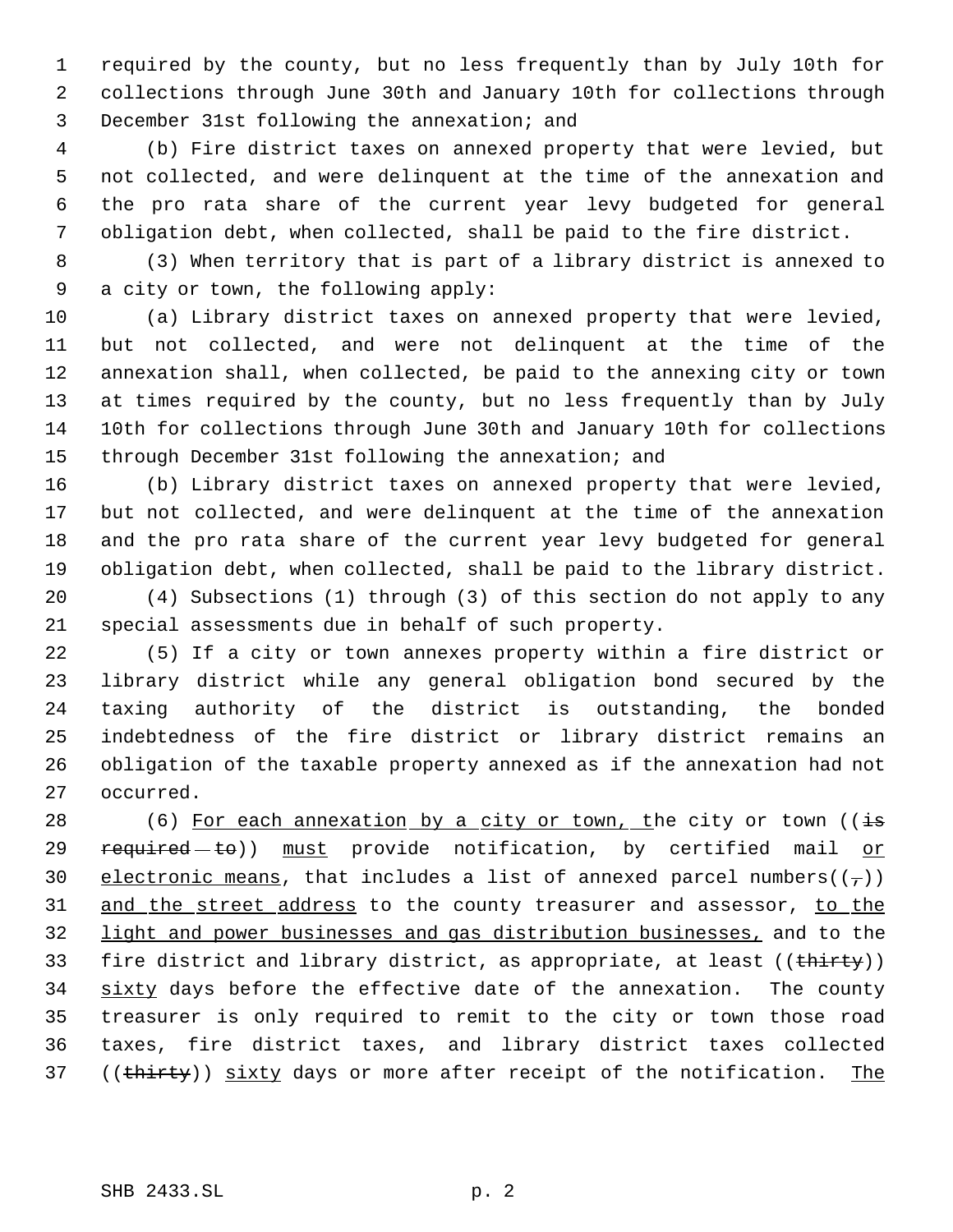required by the county, but no less frequently than by July 10th for collections through June 30th and January 10th for collections through December 31st following the annexation; and

(b) Fire district taxes on annexed property that were levied, but not collected, and were delinquent at the time of the annexation and the pro rata share of the current year levy budgeted for general obligation debt, when collected, shall be paid to the fire district.

(3) When territory that is part of a library district is annexed to a city or town, the following apply:

(a) Library district taxes on annexed property that were levied, but not collected, and were not delinquent at the time of the annexation shall, when collected, be paid to the annexing city or town at times required by the county, but no less frequently than by July 10th for collections through June 30th and January 10th for collections through December 31st following the annexation; and

(b) Library district taxes on annexed property that were levied, but not collected, and were delinquent at the time of the annexation and the pro rata share of the current year levy budgeted for general obligation debt, when collected, shall be paid to the library district.

(4) Subsections (1) through (3) of this section do not apply to any special assessments due in behalf of such property.

(5) If a city or town annexes property within a fire district or library district while any general obligation bond secured by the taxing authority of the district is outstanding, the bonded indebtedness of the fire district or library district remains an obligation of the taxable property annexed as if the annexation had not occurred.

(6) <u>For each annexation by a city or town, t</u>he city or town ((~~is required to~~)) <u>must</u> provide notification, by certified mail <u>or electronic means</u>, that includes a list of annexed parcel numbers((~~,~~)) <u>and the street address</u> to the county treasurer and assessor, <u>to the light and power businesses and gas distribution businesses,</u> and to the fire district and library district, as appropriate, at least ((~~thirty~~)) <u>sixty</u> days before the effective date of the annexation. The county treasurer is only required to remit to the city or town those road taxes, fire district taxes, and library district taxes collected ((~~thirty~~)) <u>sixty</u> days or more after receipt of the notification. <u>The</u>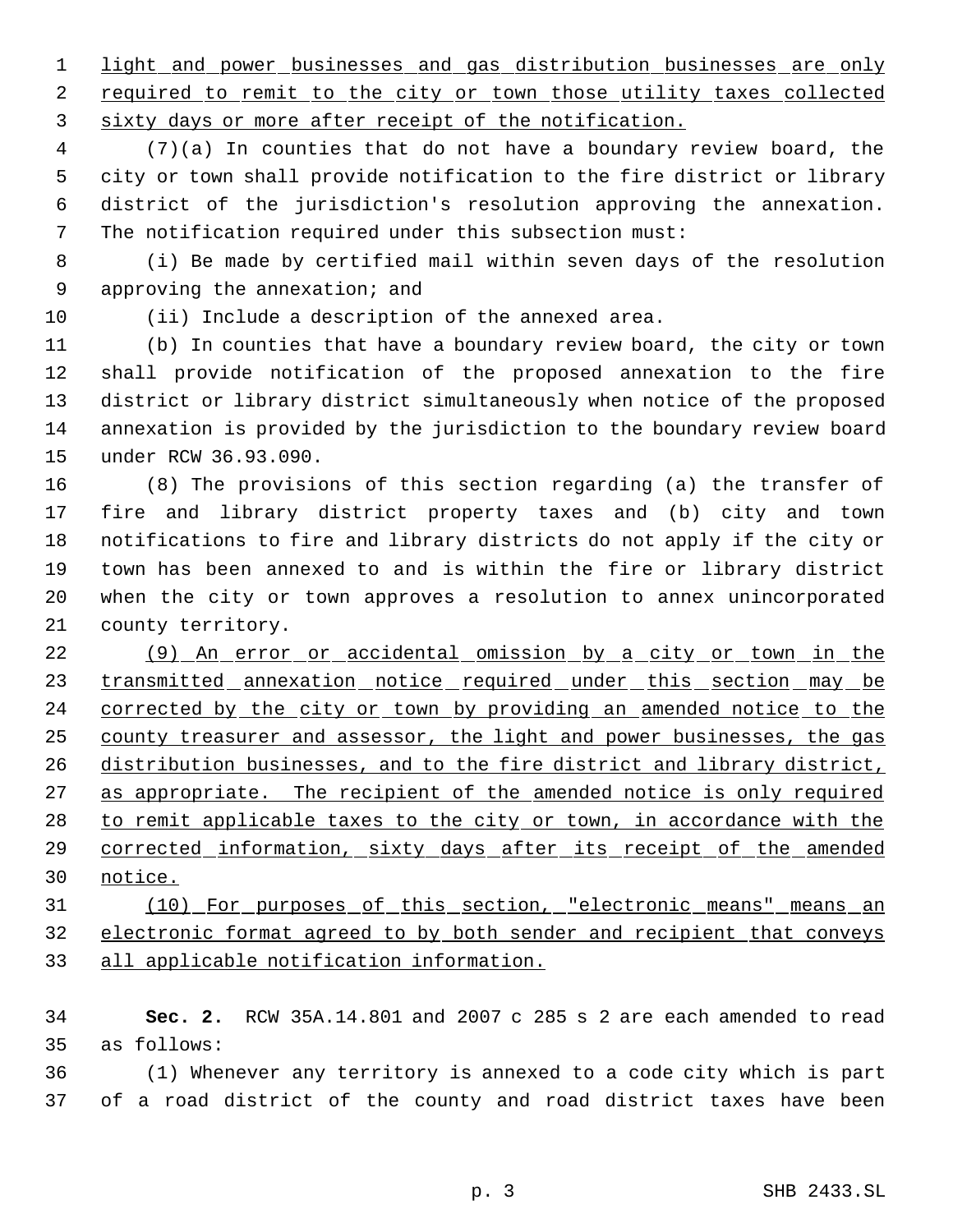light and power businesses and gas distribution businesses are only required to remit to the city or town those utility taxes collected sixty days or more after receipt of the notification.

(7)(a) In counties that do not have a boundary review board, the city or town shall provide notification to the fire district or library district of the jurisdiction's resolution approving the annexation. The notification required under this subsection must:

(i) Be made by certified mail within seven days of the resolution approving the annexation; and

(ii) Include a description of the annexed area.

(b) In counties that have a boundary review board, the city or town shall provide notification of the proposed annexation to the fire district or library district simultaneously when notice of the proposed annexation is provided by the jurisdiction to the boundary review board under RCW 36.93.090.

(8) The provisions of this section regarding (a) the transfer of fire and library district property taxes and (b) city and town notifications to fire and library districts do not apply if the city or town has been annexed to and is within the fire or library district when the city or town approves a resolution to annex unincorporated county territory.

(9) An error or accidental omission by a city or town in the transmitted annexation notice required under this section may be corrected by the city or town by providing an amended notice to the county treasurer and assessor, the light and power businesses, the gas distribution businesses, and to the fire district and library district, as appropriate. The recipient of the amended notice is only required to remit applicable taxes to the city or town, in accordance with the corrected information, sixty days after its receipt of the amended notice.

(10) For purposes of this section, "electronic means" means an electronic format agreed to by both sender and recipient that conveys all applicable notification information.

**Sec. 2.** RCW 35A.14.801 and 2007 c 285 s 2 are each amended to read as follows:

(1) Whenever any territory is annexed to a code city which is part of a road district of the county and road district taxes have been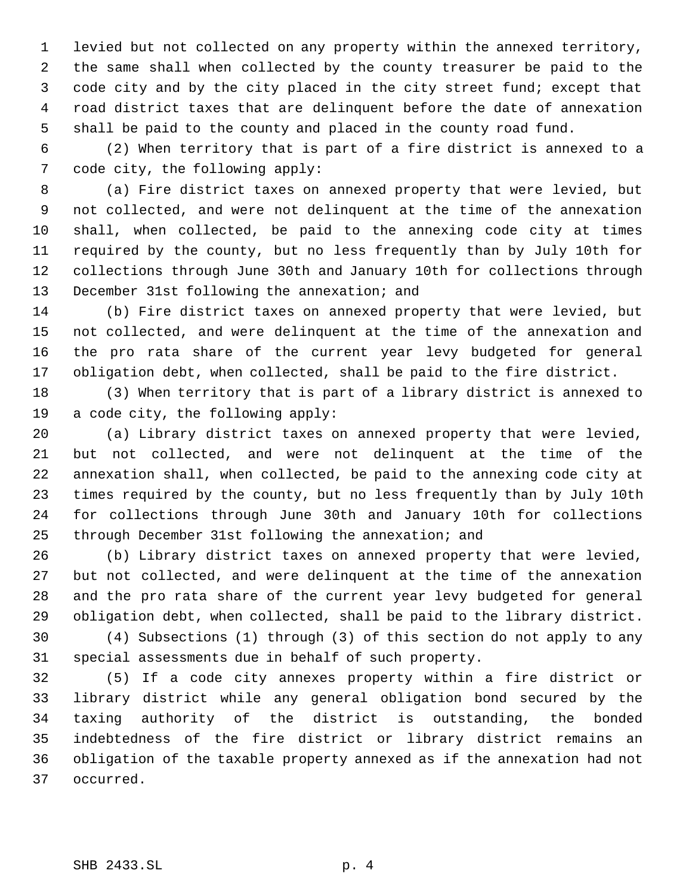levied but not collected on any property within the annexed territory, the same shall when collected by the county treasurer be paid to the code city and by the city placed in the city street fund; except that road district taxes that are delinquent before the date of annexation shall be paid to the county and placed in the county road fund.

(2) When territory that is part of a fire district is annexed to a code city, the following apply:

(a) Fire district taxes on annexed property that were levied, but not collected, and were not delinquent at the time of the annexation shall, when collected, be paid to the annexing code city at times required by the county, but no less frequently than by July 10th for collections through June 30th and January 10th for collections through December 31st following the annexation; and

(b) Fire district taxes on annexed property that were levied, but not collected, and were delinquent at the time of the annexation and the pro rata share of the current year levy budgeted for general obligation debt, when collected, shall be paid to the fire district.

(3) When territory that is part of a library district is annexed to a code city, the following apply:

(a) Library district taxes on annexed property that were levied, but not collected, and were not delinquent at the time of the annexation shall, when collected, be paid to the annexing code city at times required by the county, but no less frequently than by July 10th for collections through June 30th and January 10th for collections through December 31st following the annexation; and

(b) Library district taxes on annexed property that were levied, but not collected, and were delinquent at the time of the annexation and the pro rata share of the current year levy budgeted for general obligation debt, when collected, shall be paid to the library district.

(4) Subsections (1) through (3) of this section do not apply to any special assessments due in behalf of such property.

(5) If a code city annexes property within a fire district or library district while any general obligation bond secured by the taxing authority of the district is outstanding, the bonded indebtedness of the fire district or library district remains an obligation of the taxable property annexed as if the annexation had not occurred.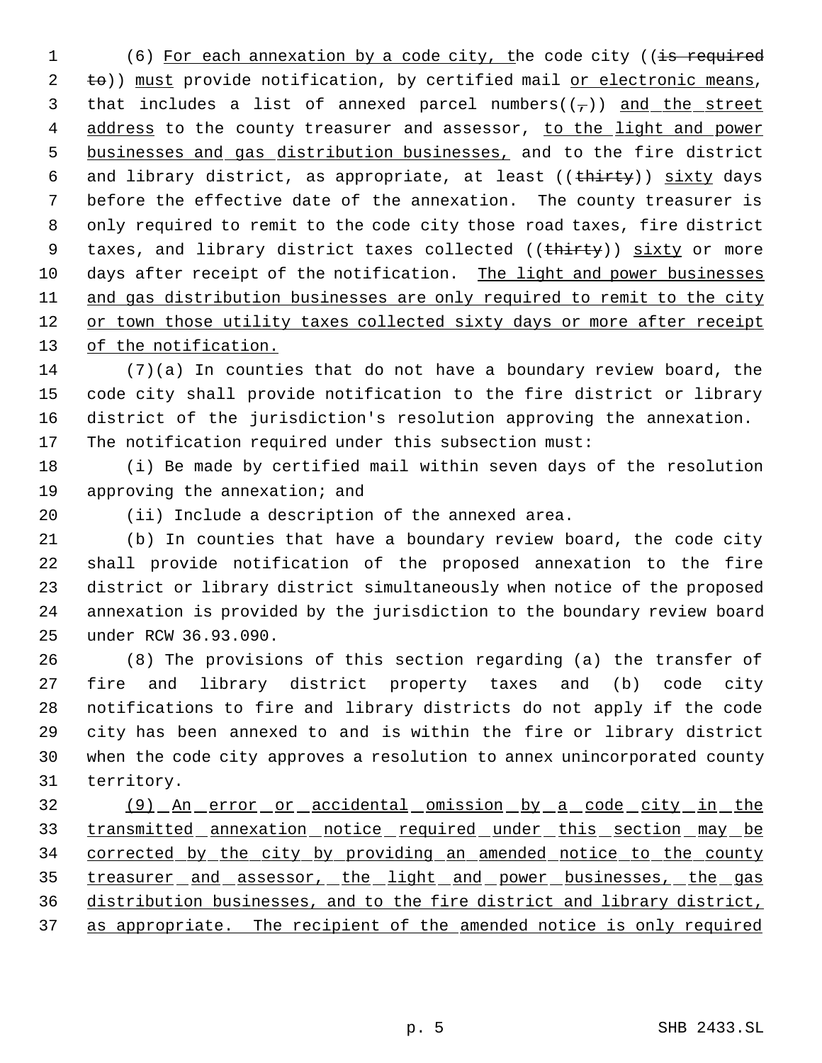(6) For each annexation by a code city, the code city ((is required to)) must provide notification, by certified mail or electronic means, that includes a list of annexed parcel numbers((,)) and the street address to the county treasurer and assessor, to the light and power businesses and gas distribution businesses, and to the fire district and library district, as appropriate, at least ((thirty)) sixty days before the effective date of the annexation. The county treasurer is only required to remit to the code city those road taxes, fire district taxes, and library district taxes collected ((thirty)) sixty or more days after receipt of the notification. The light and power businesses and gas distribution businesses are only required to remit to the city or town those utility taxes collected sixty days or more after receipt of the notification.

(7)(a) In counties that do not have a boundary review board, the code city shall provide notification to the fire district or library district of the jurisdiction's resolution approving the annexation. The notification required under this subsection must:

(i) Be made by certified mail within seven days of the resolution approving the annexation; and

(ii) Include a description of the annexed area.

(b) In counties that have a boundary review board, the code city shall provide notification of the proposed annexation to the fire district or library district simultaneously when notice of the proposed annexation is provided by the jurisdiction to the boundary review board under RCW 36.93.090.

(8) The provisions of this section regarding (a) the transfer of fire and library district property taxes and (b) code city notifications to fire and library districts do not apply if the code city has been annexed to and is within the fire or library district when the code city approves a resolution to annex unincorporated county territory.

(9) An error or accidental omission by a code city in the transmitted annexation notice required under this section may be corrected by the city by providing an amended notice to the county treasurer and assessor, the light and power businesses, the gas distribution businesses, and to the fire district and library district, as appropriate. The recipient of the amended notice is only required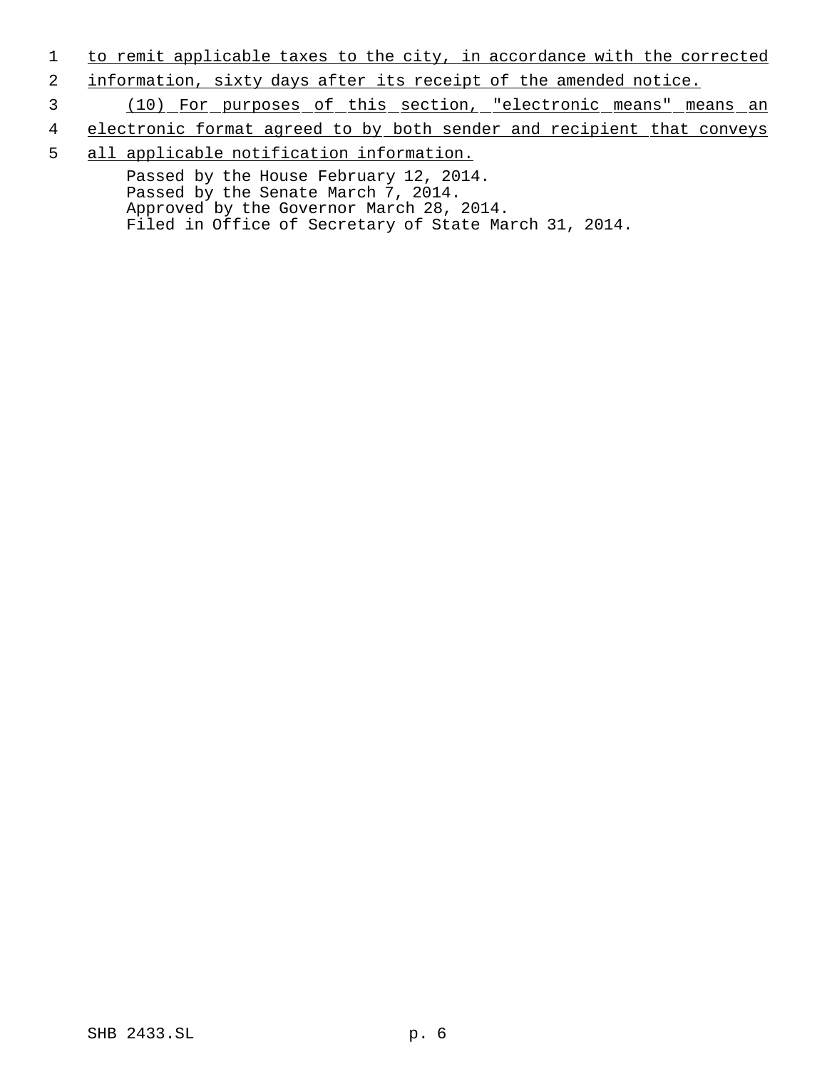to remit applicable taxes to the city, in accordance with the corrected information, sixty days after its receipt of the amended notice.

(10) For purposes of this section, "electronic means" means an electronic format agreed to by both sender and recipient that conveys all applicable notification information.

Passed by the House February 12, 2014.
Passed by the Senate March 7, 2014.
Approved by the Governor March 28, 2014.
Filed in Office of Secretary of State March 31, 2014.